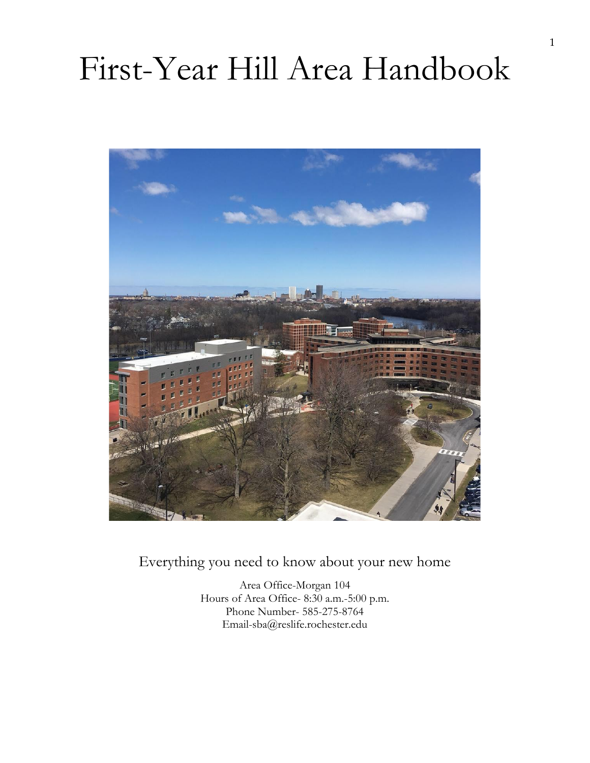# First-Year Hill Area Handbook

Everything you need to know about your new home

Area Office-Morgan 104
Hours of Area Office- 8:30 a.m.-5:00 p.m.
Phone Number- 585-275-8764
Email-sba@reslife.rochester.edu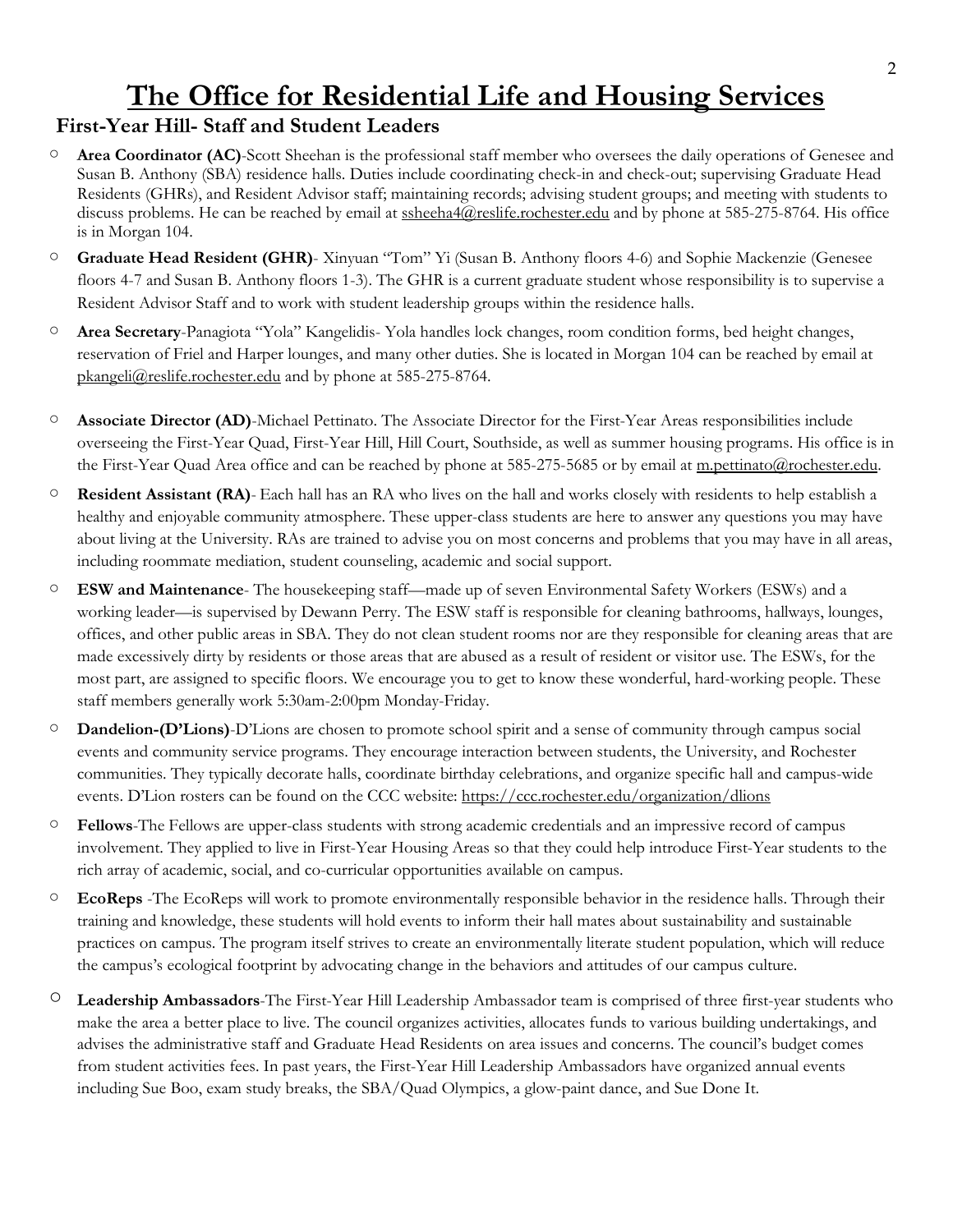# The Office for Residential Life and Housing Services

## First-Year Hill- Staff and Student Leaders

- **Area Coordinator (AC)**-Scott Sheehan is the professional staff member who oversees the daily operations of Genesee and Susan B. Anthony (SBA) residence halls. Duties include coordinating check-in and check-out; supervising Graduate Head Residents (GHRs), and Resident Advisor staff; maintaining records; advising student groups; and meeting with students to discuss problems. He can be reached by email at ssheeha4@reslife.rochester.edu and by phone at 585-275-8764. His office is in Morgan 104.
- **Graduate Head Resident (GHR)**- Xinyuan "Tom" Yi (Susan B. Anthony floors 4-6) and Sophie Mackenzie (Genesee floors 4-7 and Susan B. Anthony floors 1-3). The GHR is a current graduate student whose responsibility is to supervise a Resident Advisor Staff and to work with student leadership groups within the residence halls.
- **Area Secretary**-Panagiota "Yola" Kangelidis- Yola handles lock changes, room condition forms, bed height changes, reservation of Friel and Harper lounges, and many other duties. She is located in Morgan 104 can be reached by email at pkangeli@reslife.rochester.edu and by phone at 585-275-8764.
- **Associate Director (AD)**-Michael Pettinato. The Associate Director for the First-Year Areas responsibilities include overseeing the First-Year Quad, First-Year Hill, Hill Court, Southside, as well as summer housing programs. His office is in the First-Year Quad Area office and can be reached by phone at 585-275-5685 or by email at m.pettinato@rochester.edu.
- **Resident Assistant (RA)**- Each hall has an RA who lives on the hall and works closely with residents to help establish a healthy and enjoyable community atmosphere. These upper-class students are here to answer any questions you may have about living at the University. RAs are trained to advise you on most concerns and problems that you may have in all areas, including roommate mediation, student counseling, academic and social support.
- **ESW and Maintenance**- The housekeeping staff—made up of seven Environmental Safety Workers (ESWs) and a working leader—is supervised by Dewann Perry. The ESW staff is responsible for cleaning bathrooms, hallways, lounges, offices, and other public areas in SBA. They do not clean student rooms nor are they responsible for cleaning areas that are made excessively dirty by residents or those areas that are abused as a result of resident or visitor use. The ESWs, for the most part, are assigned to specific floors. We encourage you to get to know these wonderful, hard-working people. These staff members generally work 5:30am-2:00pm Monday-Friday.
- **Dandelion-(D'Lions)**-D'Lions are chosen to promote school spirit and a sense of community through campus social events and community service programs. They encourage interaction between students, the University, and Rochester communities. They typically decorate halls, coordinate birthday celebrations, and organize specific hall and campus-wide events. D'Lion rosters can be found on the CCC website: https://ccc.rochester.edu/organization/dlions
- **Fellows**-The Fellows are upper-class students with strong academic credentials and an impressive record of campus involvement. They applied to live in First-Year Housing Areas so that they could help introduce First-Year students to the rich array of academic, social, and co-curricular opportunities available on campus.
- **EcoReps** -The EcoReps will work to promote environmentally responsible behavior in the residence halls. Through their training and knowledge, these students will hold events to inform their hall mates about sustainability and sustainable practices on campus. The program itself strives to create an environmentally literate student population, which will reduce the campus's ecological footprint by advocating change in the behaviors and attitudes of our campus culture.
- **Leadership Ambassadors**-The First-Year Hill Leadership Ambassador team is comprised of three first-year students who make the area a better place to live. The council organizes activities, allocates funds to various building undertakings, and advises the administrative staff and Graduate Head Residents on area issues and concerns. The council's budget comes from student activities fees. In past years, the First-Year Hill Leadership Ambassadors have organized annual events including Sue Boo, exam study breaks, the SBA/Quad Olympics, a glow-paint dance, and Sue Done It.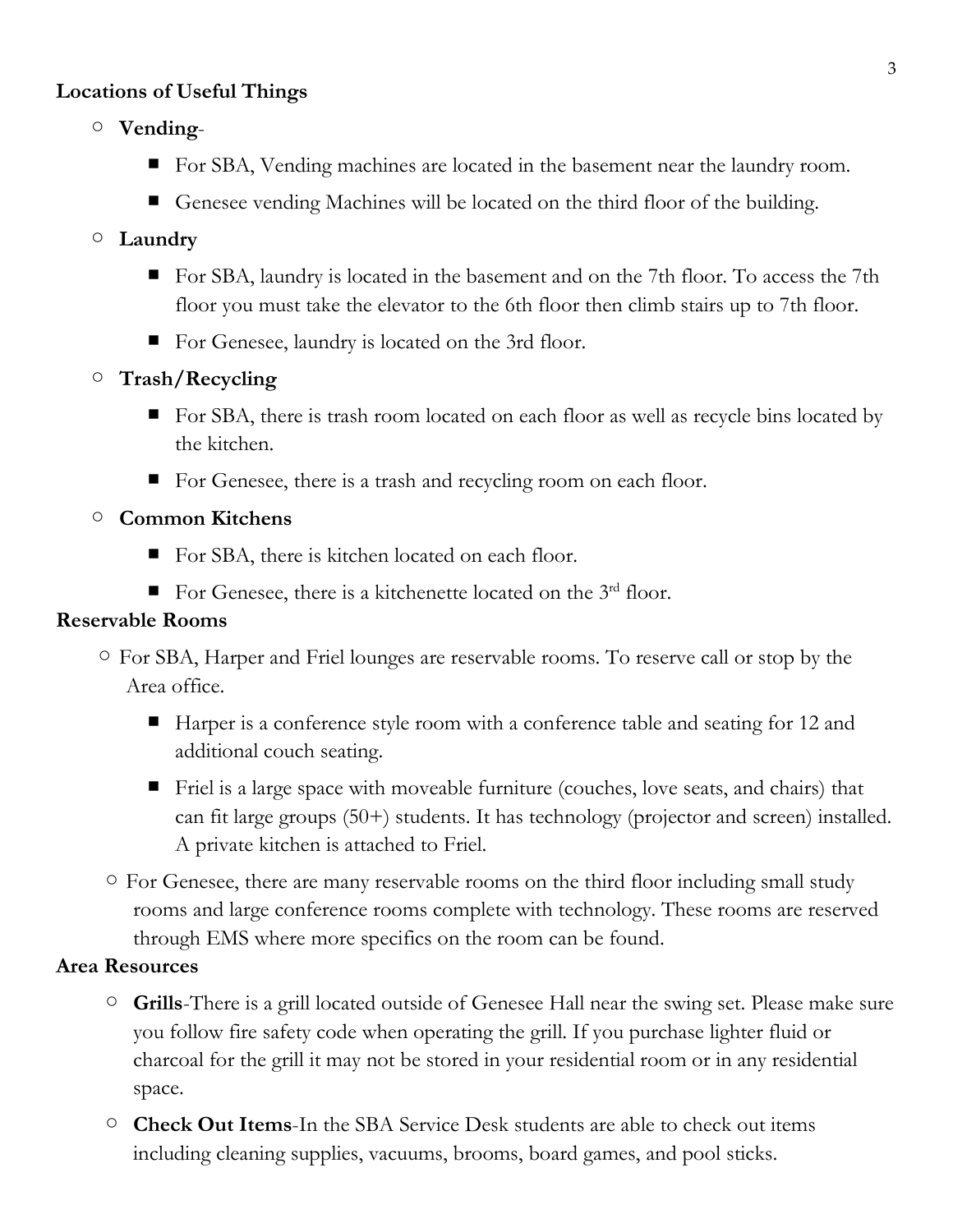**Locations of Useful Things**

- **Vending**-
  - For SBA, Vending machines are located in the basement near the laundry room.
  - Genesee vending Machines will be located on the third floor of the building.
- **Laundry**
  - For SBA, laundry is located in the basement and on the 7th floor. To access the 7th floor you must take the elevator to the 6th floor then climb stairs up to 7th floor.
  - For Genesee, laundry is located on the 3rd floor.
- **Trash/Recycling**
  - For SBA, there is trash room located on each floor as well as recycle bins located by the kitchen.
  - For Genesee, there is a trash and recycling room on each floor.
- **Common Kitchens**
  - For SBA, there is kitchen located on each floor.
  - For Genesee, there is a kitchenette located on the 3rd floor.

**Reservable Rooms**

- For SBA, Harper and Friel lounges are reservable rooms. To reserve call or stop by the Area office.
  - Harper is a conference style room with a conference table and seating for 12 and additional couch seating.
  - Friel is a large space with moveable furniture (couches, love seats, and chairs) that can fit large groups (50+) students. It has technology (projector and screen) installed. A private kitchen is attached to Friel.
- For Genesee, there are many reservable rooms on the third floor including small study rooms and large conference rooms complete with technology. These rooms are reserved through EMS where more specifics on the room can be found.

**Area Resources**

- **Grills**-There is a grill located outside of Genesee Hall near the swing set. Please make sure you follow fire safety code when operating the grill. If you purchase lighter fluid or charcoal for the grill it may not be stored in your residential room or in any residential space.
- **Check Out Items**-In the SBA Service Desk students are able to check out items including cleaning supplies, vacuums, brooms, board games, and pool sticks.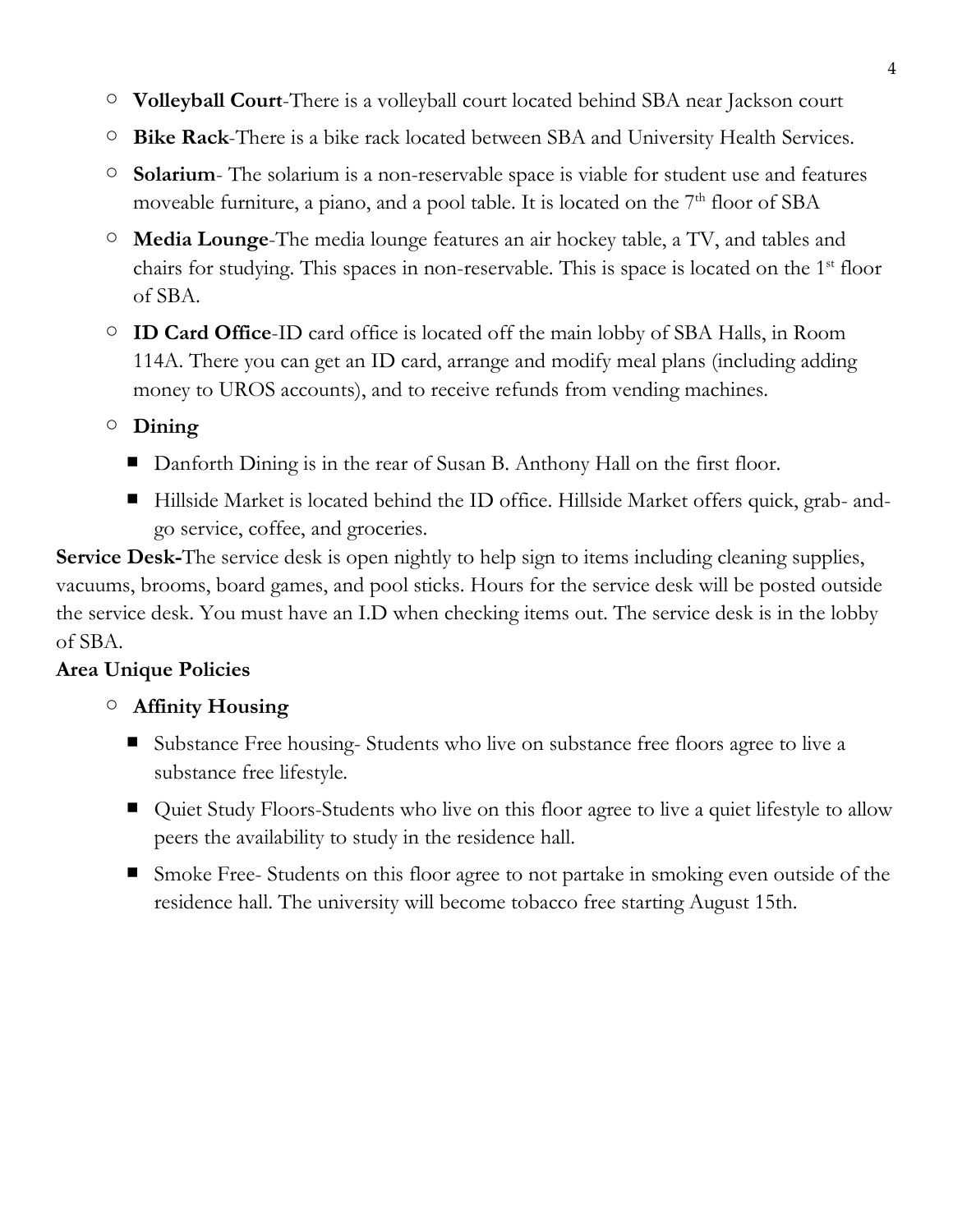- **Volleyball Court**-There is a volleyball court located behind SBA near Jackson court
- **Bike Rack**-There is a bike rack located between SBA and University Health Services.
- **Solarium**- The solarium is a non-reservable space is viable for student use and features moveable furniture, a piano, and a pool table. It is located on the 7th floor of SBA
- **Media Lounge**-The media lounge features an air hockey table, a TV, and tables and chairs for studying. This spaces in non-reservable. This is space is located on the 1st floor of SBA.
- **ID Card Office**-ID card office is located off the main lobby of SBA Halls, in Room 114A. There you can get an ID card, arrange and modify meal plans (including adding money to UROS accounts), and to receive refunds from vending machines.
- **Dining**
  - Danforth Dining is in the rear of Susan B. Anthony Hall on the first floor.
  - Hillside Market is located behind the ID office. Hillside Market offers quick, grab- and-go service, coffee, and groceries.

**Service Desk-**The service desk is open nightly to help sign to items including cleaning supplies, vacuums, brooms, board games, and pool sticks. Hours for the service desk will be posted outside the service desk. You must have an I.D when checking items out. The service desk is in the lobby of SBA.

**Area Unique Policies**

- **Affinity Housing**
  - Substance Free housing- Students who live on substance free floors agree to live a substance free lifestyle.
  - Quiet Study Floors-Students who live on this floor agree to live a quiet lifestyle to allow peers the availability to study in the residence hall.
  - Smoke Free- Students on this floor agree to not partake in smoking even outside of the residence hall. The university will become tobacco free starting August 15th.